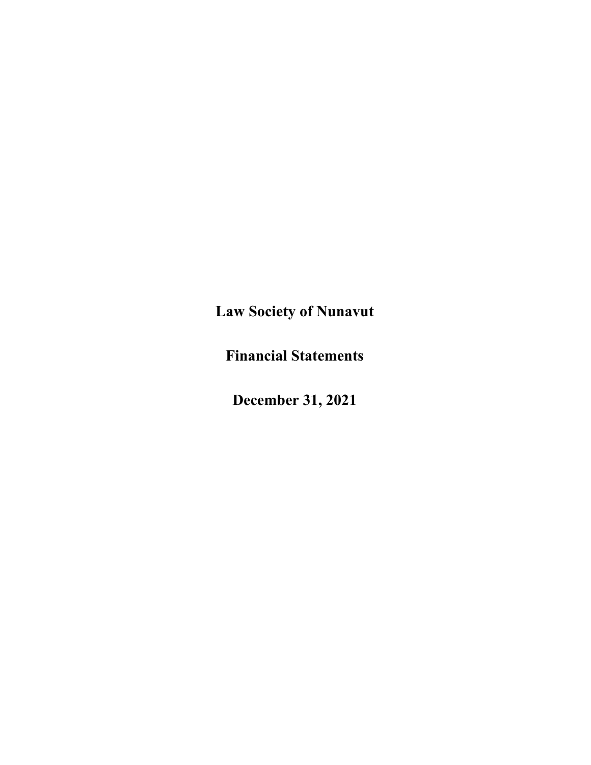# Law Society of Nunavut

## Financial Statements

## December 31, 2021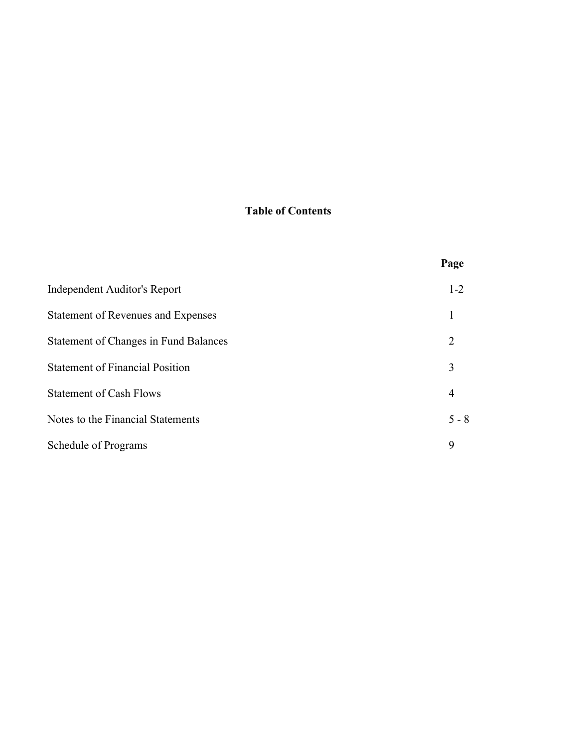# Table of Contents

| | Page |
|---|---|
| Independent Auditor's Report | 1-2 |
| Statement of Revenues and Expenses | 1 |
| Statement of Changes in Fund Balances | 2 |
| Statement of Financial Position | 3 |
| Statement of Cash Flows | 4 |
| Notes to the Financial Statements | 5 - 8 |
| Schedule of Programs | 9 |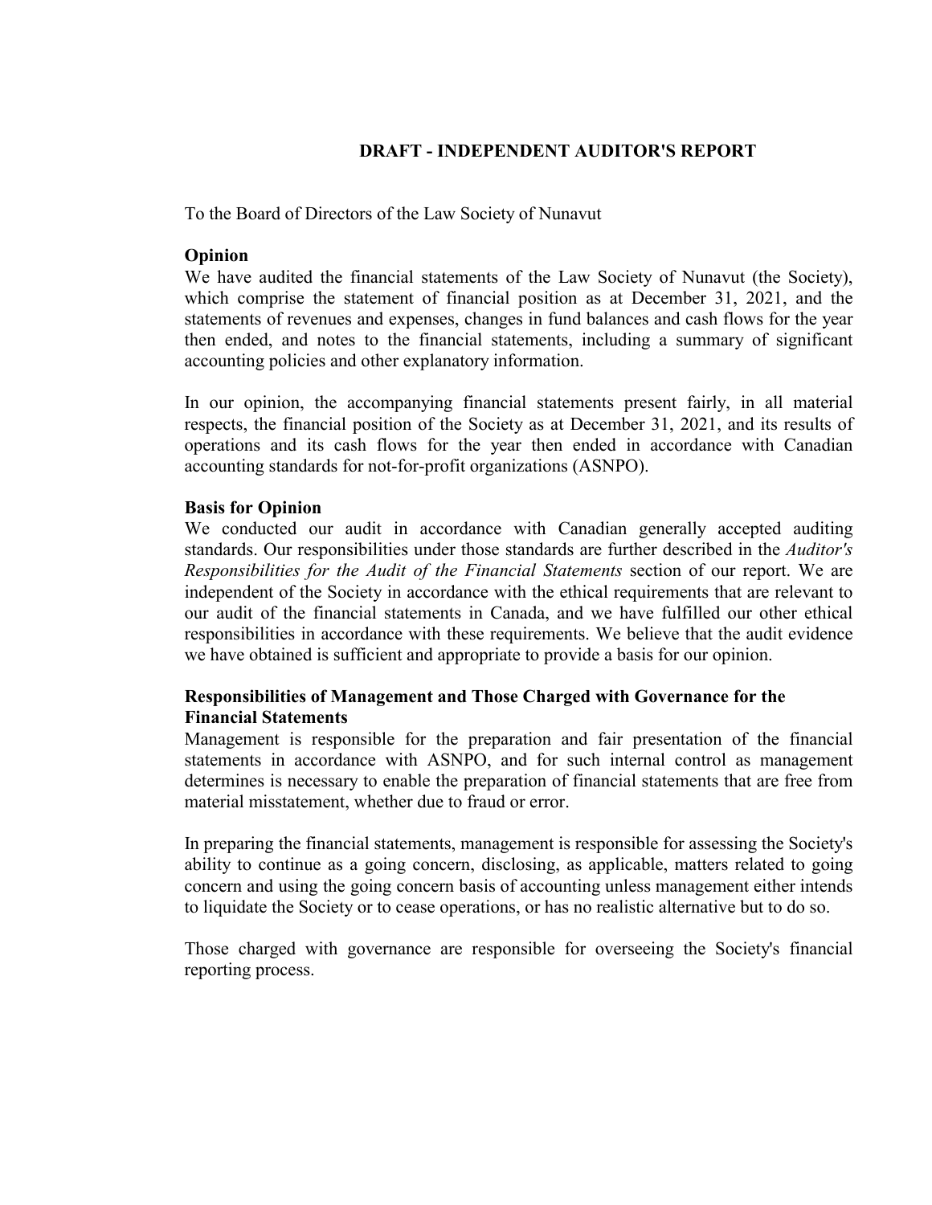# DRAFT - INDEPENDENT AUDITOR'S REPORT

To the Board of Directors of the Law Society of Nunavut

**Opinion**

We have audited the financial statements of the Law Society of Nunavut (the Society), which comprise the statement of financial position as at December 31, 2021, and the statements of revenues and expenses, changes in fund balances and cash flows for the year then ended, and notes to the financial statements, including a summary of significant accounting policies and other explanatory information.

In our opinion, the accompanying financial statements present fairly, in all material respects, the financial position of the Society as at December 31, 2021, and its results of operations and its cash flows for the year then ended in accordance with Canadian accounting standards for not-for-profit organizations (ASNPO).

**Basis for Opinion**

We conducted our audit in accordance with Canadian generally accepted auditing standards. Our responsibilities under those standards are further described in the *Auditor's Responsibilities for the Audit of the Financial Statements* section of our report. We are independent of the Society in accordance with the ethical requirements that are relevant to our audit of the financial statements in Canada, and we have fulfilled our other ethical responsibilities in accordance with these requirements. We believe that the audit evidence we have obtained is sufficient and appropriate to provide a basis for our opinion.

**Responsibilities of Management and Those Charged with Governance for the Financial Statements**

Management is responsible for the preparation and fair presentation of the financial statements in accordance with ASNPO, and for such internal control as management determines is necessary to enable the preparation of financial statements that are free from material misstatement, whether due to fraud or error.

In preparing the financial statements, management is responsible for assessing the Society's ability to continue as a going concern, disclosing, as applicable, matters related to going concern and using the going concern basis of accounting unless management either intends to liquidate the Society or to cease operations, or has no realistic alternative but to do so.

Those charged with governance are responsible for overseeing the Society's financial reporting process.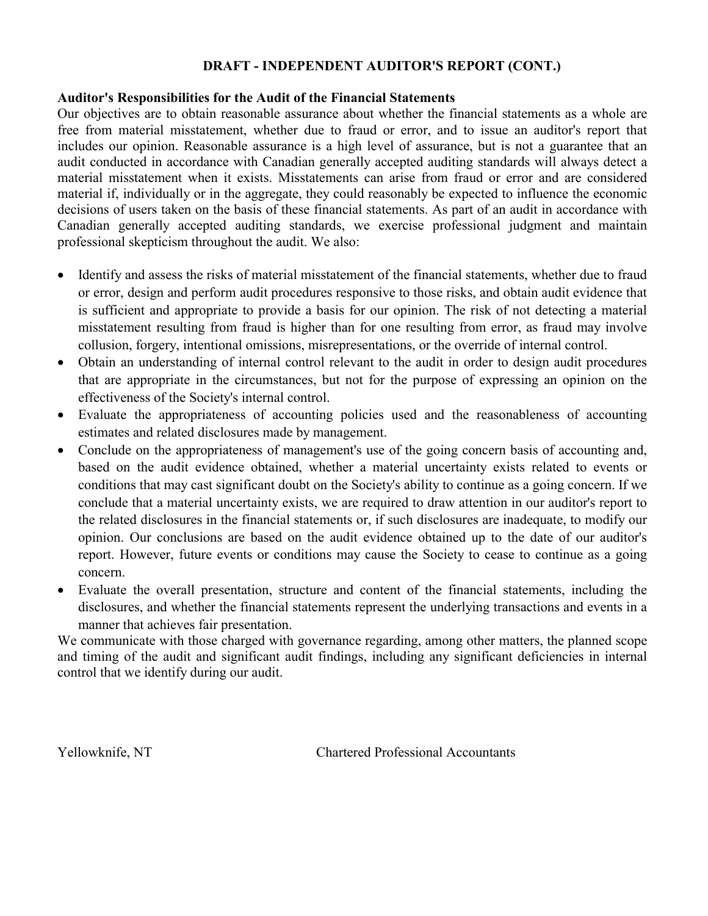# DRAFT - INDEPENDENT AUDITOR'S REPORT (CONT.)

**Auditor's Responsibilities for the Audit of the Financial Statements**

Our objectives are to obtain reasonable assurance about whether the financial statements as a whole are free from material misstatement, whether due to fraud or error, and to issue an auditor's report that includes our opinion. Reasonable assurance is a high level of assurance, but is not a guarantee that an audit conducted in accordance with Canadian generally accepted auditing standards will always detect a material misstatement when it exists. Misstatements can arise from fraud or error and are considered material if, individually or in the aggregate, they could reasonably be expected to influence the economic decisions of users taken on the basis of these financial statements. As part of an audit in accordance with Canadian generally accepted auditing standards, we exercise professional judgment and maintain professional skepticism throughout the audit. We also:

- Identify and assess the risks of material misstatement of the financial statements, whether due to fraud or error, design and perform audit procedures responsive to those risks, and obtain audit evidence that is sufficient and appropriate to provide a basis for our opinion. The risk of not detecting a material misstatement resulting from fraud is higher than for one resulting from error, as fraud may involve collusion, forgery, intentional omissions, misrepresentations, or the override of internal control.
- Obtain an understanding of internal control relevant to the audit in order to design audit procedures that are appropriate in the circumstances, but not for the purpose of expressing an opinion on the effectiveness of the Society's internal control.
- Evaluate the appropriateness of accounting policies used and the reasonableness of accounting estimates and related disclosures made by management.
- Conclude on the appropriateness of management's use of the going concern basis of accounting and, based on the audit evidence obtained, whether a material uncertainty exists related to events or conditions that may cast significant doubt on the Society's ability to continue as a going concern. If we conclude that a material uncertainty exists, we are required to draw attention in our auditor's report to the related disclosures in the financial statements or, if such disclosures are inadequate, to modify our opinion. Our conclusions are based on the audit evidence obtained up to the date of our auditor's report. However, future events or conditions may cause the Society to cease to continue as a going concern.
- Evaluate the overall presentation, structure and content of the financial statements, including the disclosures, and whether the financial statements represent the underlying transactions and events in a manner that achieves fair presentation.

We communicate with those charged with governance regarding, among other matters, the planned scope and timing of the audit and significant audit findings, including any significant deficiencies in internal control that we identify during our audit.

Yellowknife, NT

Chartered Professional Accountants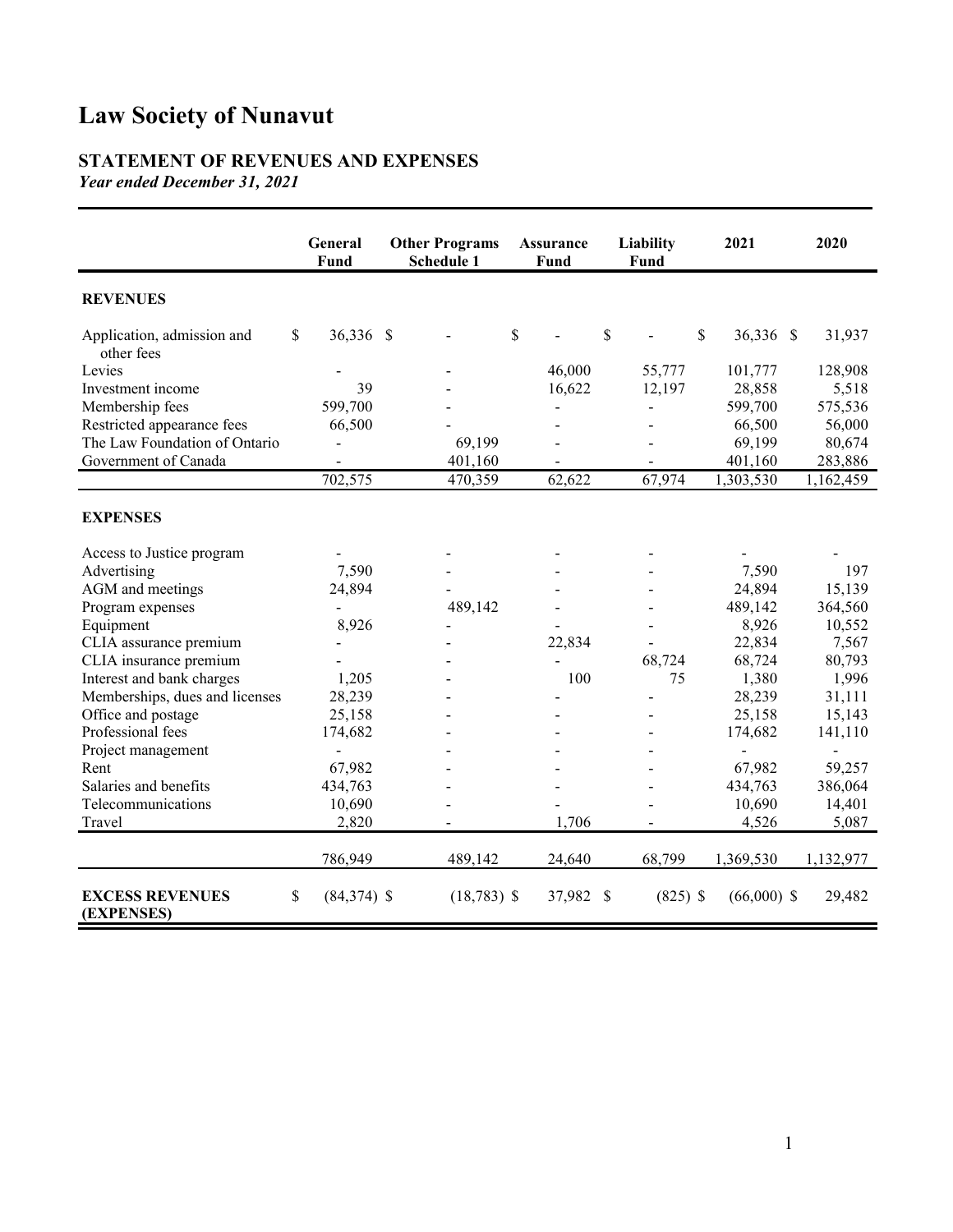# Law Society of Nunavut

## STATEMENT OF REVENUES AND EXPENSES

***Year ended December 31, 2021***

| | General Fund | Other Programs Schedule 1 | Assurance Fund | Liability Fund | 2021 | 2020 |
|---|---|---|---|---|---|---|
| **REVENUES** | | | | | | |
| Application, admission and other fees | $ 36,336 | $ - | $ - | $ - | $ 36,336 | $ 31,937 |
| Levies | - | - | 46,000 | 55,777 | 101,777 | 128,908 |
| Investment income | 39 | - | 16,622 | 12,197 | 28,858 | 5,518 |
| Membership fees | 599,700 | - | - | - | 599,700 | 575,536 |
| Restricted appearance fees | 66,500 | - | - | - | 66,500 | 56,000 |
| The Law Foundation of Ontario | - | 69,199 | - | - | 69,199 | 80,674 |
| Government of Canada | - | 401,160 | - | - | 401,160 | 283,886 |
| | 702,575 | 470,359 | 62,622 | 67,974 | 1,303,530 | 1,162,459 |
| **EXPENSES** | | | | | | |
| Access to Justice program | - | - | - | - | - | - |
| Advertising | 7,590 | - | - | - | 7,590 | 197 |
| AGM and meetings | 24,894 | - | - | - | 24,894 | 15,139 |
| Program expenses | - | 489,142 | - | - | 489,142 | 364,560 |
| Equipment | 8,926 | - | - | - | 8,926 | 10,552 |
| CLIA assurance premium | - | - | 22,834 | - | 22,834 | 7,567 |
| CLIA insurance premium | - | - | - | 68,724 | 68,724 | 80,793 |
| Interest and bank charges | 1,205 | - | 100 | 75 | 1,380 | 1,996 |
| Memberships, dues and licenses | 28,239 | - | - | - | 28,239 | 31,111 |
| Office and postage | 25,158 | - | - | - | 25,158 | 15,143 |
| Professional fees | 174,682 | - | - | - | 174,682 | 141,110 |
| Project management | - | - | - | - | - | - |
| Rent | 67,982 | - | - | - | 67,982 | 59,257 |
| Salaries and benefits | 434,763 | - | - | - | 434,763 | 386,064 |
| Telecommunications | 10,690 | - | - | - | 10,690 | 14,401 |
| Travel | 2,820 | - | 1,706 | - | 4,526 | 5,087 |
| | 786,949 | 489,142 | 24,640 | 68,799 | 1,369,530 | 1,132,977 |
| **EXCESS REVENUES (EXPENSES)** | $ (84,374) | $ (18,783) | $ 37,982 | $ (825) | $ (66,000) | $ 29,482 |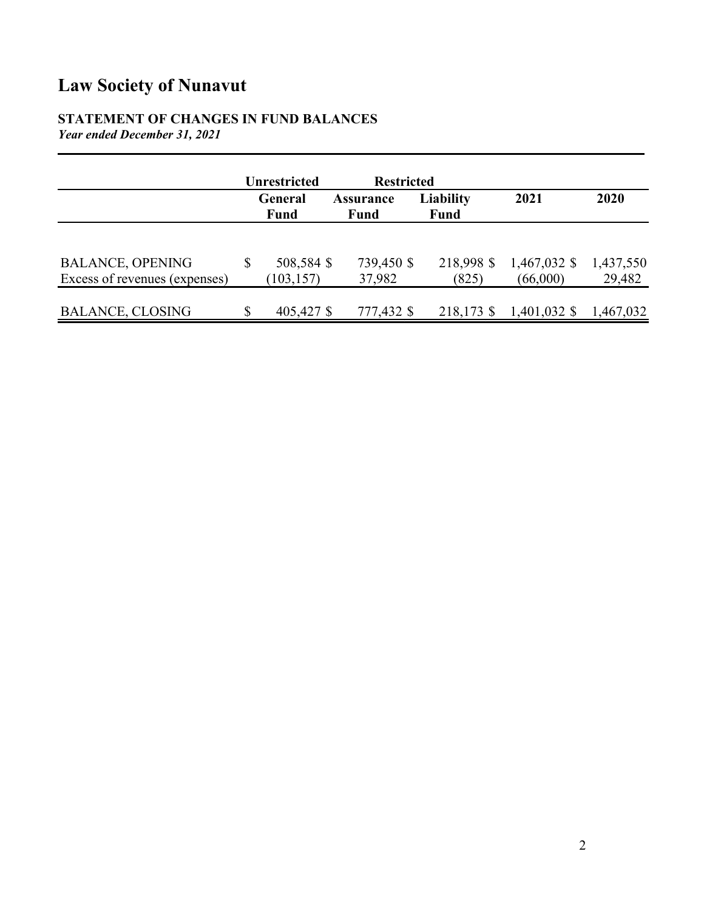# Law Society of Nunavut

## STATEMENT OF CHANGES IN FUND BALANCES

*Year ended December 31, 2021*

| | Unrestricted | Restricted | | | |
|---|---|---|---|---|---|
| | General Fund | Assurance Fund | Liability Fund | 2021 | 2020 |
| BALANCE, OPENING | $ 508,584 $ | 739,450 $ | 218,998 $ | 1,467,032 $ | 1,437,550 |
| Excess of revenues (expenses) | (103,157) | 37,982 | (825) | (66,000) | 29,482 |
| BALANCE, CLOSING | $ 405,427 $ | 777,432 $ | 218,173 $ | 1,401,032 $ | 1,467,032 |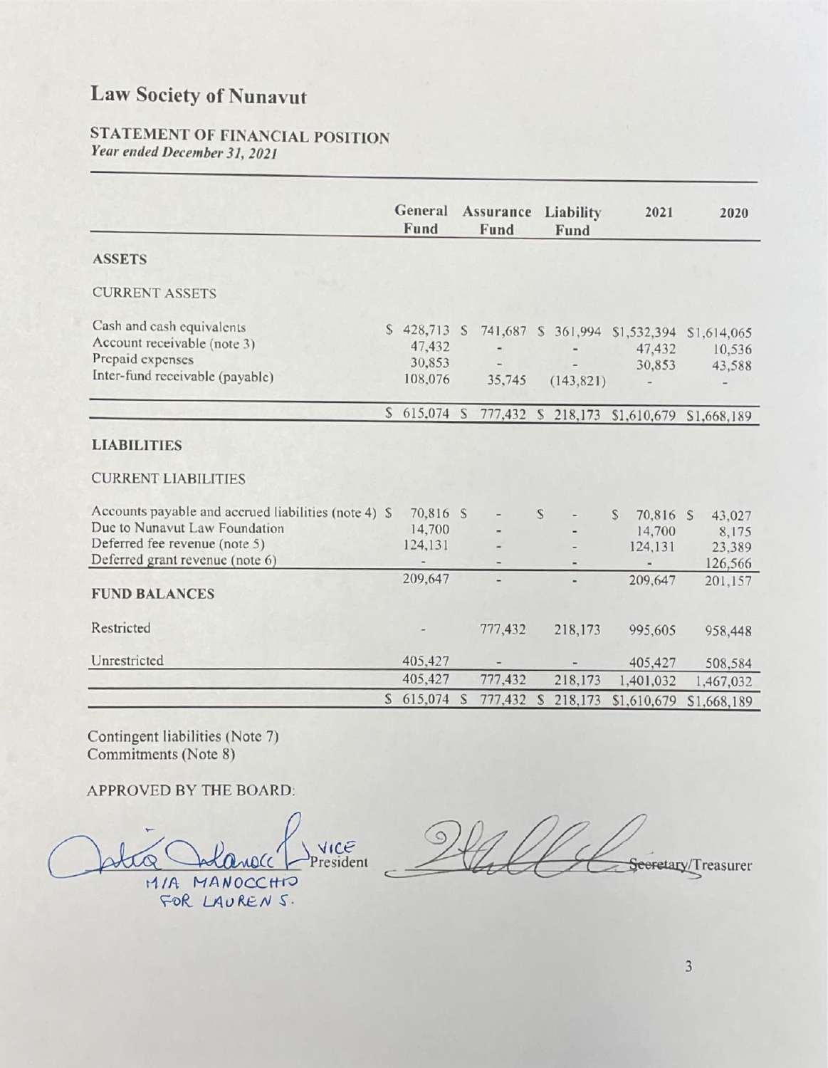# Law Society of Nunavut

## STATEMENT OF FINANCIAL POSITION

*Year ended December 31, 2021*

| | General Fund | Assurance Fund | Liability Fund | 2021 | 2020 |
|---|---|---|---|---|---|
| **ASSETS** | | | | | |
| CURRENT ASSETS | | | | | |
| Cash and cash equivalents | $ 428,713 | $ 741,687 | $ 361,994 | $1,532,394 | $1,614,065 |
| Account receivable (note 3) | 47,432 | - | - | 47,432 | 10,536 |
| Prepaid expenses | 30,853 | - | - | 30,853 | 43,588 |
| Inter-fund receivable (payable) | 108,076 | 35,745 | (143,821) | - | - |
| | $ 615,074 | $ 777,432 | $ 218,173 | $1,610,679 | $1,668,189 |
| **LIABILITIES** | | | | | |
| CURRENT LIABILITIES | | | | | |
| Accounts payable and accrued liabilities (note 4) | $ 70,816 | $ - | $ - | $ 70,816 | $ 43,027 |
| Due to Nunavut Law Foundation | 14,700 | - | - | 14,700 | 8,175 |
| Deferred fee revenue (note 5) | 124,131 | - | - | 124,131 | 23,389 |
| Deferred grant revenue (note 6) | - | - | - | - | 126,566 |
| | 209,647 | - | - | 209,647 | 201,157 |
| **FUND BALANCES** | | | | | |
| Restricted | - | 777,432 | 218,173 | 995,605 | 958,448 |
| Unrestricted | 405,427 | - | - | 405,427 | 508,584 |
| | 405,427 | 777,432 | 218,173 | 1,401,032 | 1,467,032 |
| | $ 615,074 | $ 777,432 | $ 218,173 | $1,610,679 | $1,668,189 |

Contingent liabilities (Note 7)
Commitments (Note 8)

APPROVED BY THE BOARD:

_________________ VICE President
MIA MANOCCHIO FOR LAUREN S.

_________________ Secretary/Treasurer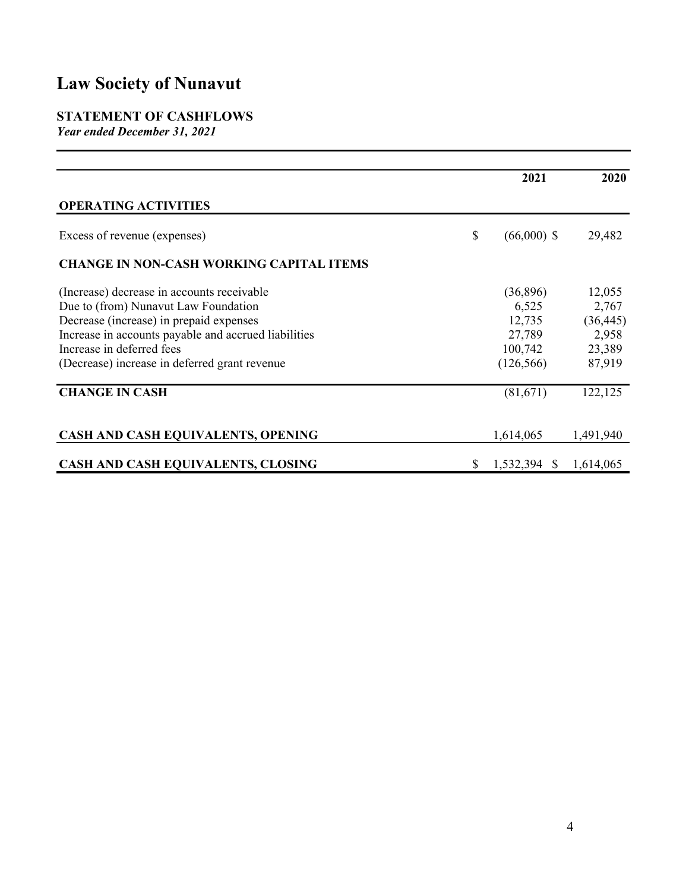# Law Society of Nunavut

## STATEMENT OF CASHFLOWS

*Year ended December 31, 2021*

| | 2021 | 2020 |
|---|---|---|
| **OPERATING ACTIVITIES** | | |
| Excess of revenue (expenses) | $ (66,000) | $ 29,482 |
| **CHANGE IN NON-CASH WORKING CAPITAL ITEMS** | | |
| (Increase) decrease in accounts receivable | (36,896) | 12,055 |
| Due to (from) Nunavut Law Foundation | 6,525 | 2,767 |
| Decrease (increase) in prepaid expenses | 12,735 | (36,445) |
| Increase in accounts payable and accrued liabilities | 27,789 | 2,958 |
| Increase in deferred fees | 100,742 | 23,389 |
| (Decrease) increase in deferred grant revenue | (126,566) | 87,919 |
| **CHANGE IN CASH** | (81,671) | 122,125 |
| **CASH AND CASH EQUIVALENTS, OPENING** | 1,614,065 | 1,491,940 |
| **CASH AND CASH EQUIVALENTS, CLOSING** | $ 1,532,394 | $ 1,614,065 |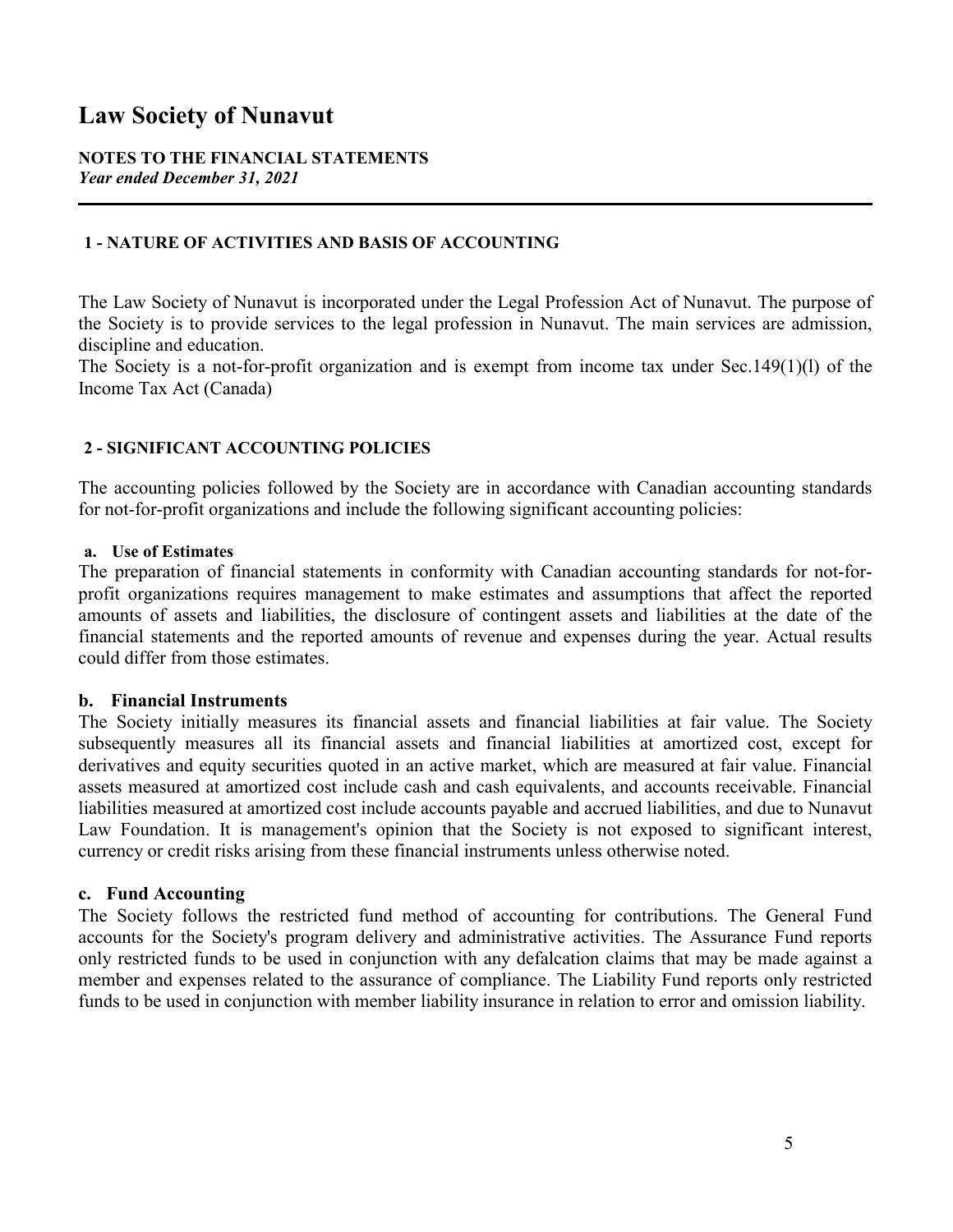# Law Society of Nunavut

**NOTES TO THE FINANCIAL STATEMENTS**
***Year ended December 31, 2021***

## 1 - NATURE OF ACTIVITIES AND BASIS OF ACCOUNTING

The Law Society of Nunavut is incorporated under the Legal Profession Act of Nunavut. The purpose of the Society is to provide services to the legal profession in Nunavut. The main services are admission, discipline and education.
The Society is a not-for-profit organization and is exempt from income tax under Sec.149(1)(l) of the Income Tax Act (Canada)

## 2 - SIGNIFICANT ACCOUNTING POLICIES

The accounting policies followed by the Society are in accordance with Canadian accounting standards for not-for-profit organizations and include the following significant accounting policies:

### a. Use of Estimates

The preparation of financial statements in conformity with Canadian accounting standards for not-for-profit organizations requires management to make estimates and assumptions that affect the reported amounts of assets and liabilities, the disclosure of contingent assets and liabilities at the date of the financial statements and the reported amounts of revenue and expenses during the year. Actual results could differ from those estimates.

### b. Financial Instruments

The Society initially measures its financial assets and financial liabilities at fair value. The Society subsequently measures all its financial assets and financial liabilities at amortized cost, except for derivatives and equity securities quoted in an active market, which are measured at fair value. Financial assets measured at amortized cost include cash and cash equivalents, and accounts receivable. Financial liabilities measured at amortized cost include accounts payable and accrued liabilities, and due to Nunavut Law Foundation. It is management's opinion that the Society is not exposed to significant interest, currency or credit risks arising from these financial instruments unless otherwise noted.

### c. Fund Accounting

The Society follows the restricted fund method of accounting for contributions. The General Fund accounts for the Society's program delivery and administrative activities. The Assurance Fund reports only restricted funds to be used in conjunction with any defalcation claims that may be made against a member and expenses related to the assurance of compliance. The Liability Fund reports only restricted funds to be used in conjunction with member liability insurance in relation to error and omission liability.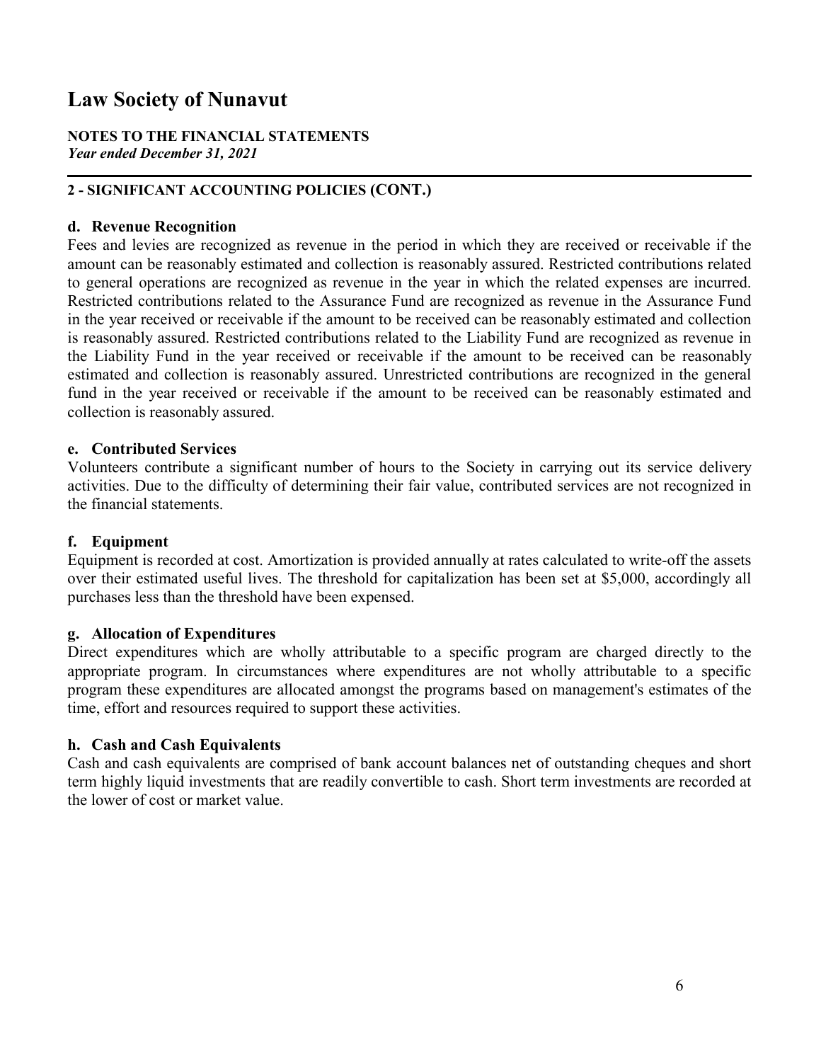# Law Society of Nunavut

**NOTES TO THE FINANCIAL STATEMENTS**
*Year ended December 31, 2021*

## 2 - SIGNIFICANT ACCOUNTING POLICIES (CONT.)

### d. Revenue Recognition

Fees and levies are recognized as revenue in the period in which they are received or receivable if the amount can be reasonably estimated and collection is reasonably assured. Restricted contributions related to general operations are recognized as revenue in the year in which the related expenses are incurred. Restricted contributions related to the Assurance Fund are recognized as revenue in the Assurance Fund in the year received or receivable if the amount to be received can be reasonably estimated and collection is reasonably assured. Restricted contributions related to the Liability Fund are recognized as revenue in the Liability Fund in the year received or receivable if the amount to be received can be reasonably estimated and collection is reasonably assured. Unrestricted contributions are recognized in the general fund in the year received or receivable if the amount to be received can be reasonably estimated and collection is reasonably assured.

### e. Contributed Services

Volunteers contribute a significant number of hours to the Society in carrying out its service delivery activities. Due to the difficulty of determining their fair value, contributed services are not recognized in the financial statements.

### f. Equipment

Equipment is recorded at cost. Amortization is provided annually at rates calculated to write-off the assets over their estimated useful lives. The threshold for capitalization has been set at $5,000, accordingly all purchases less than the threshold have been expensed.

### g. Allocation of Expenditures

Direct expenditures which are wholly attributable to a specific program are charged directly to the appropriate program. In circumstances where expenditures are not wholly attributable to a specific program these expenditures are allocated amongst the programs based on management's estimates of the time, effort and resources required to support these activities.

### h. Cash and Cash Equivalents

Cash and cash equivalents are comprised of bank account balances net of outstanding cheques and short term highly liquid investments that are readily convertible to cash. Short term investments are recorded at the lower of cost or market value.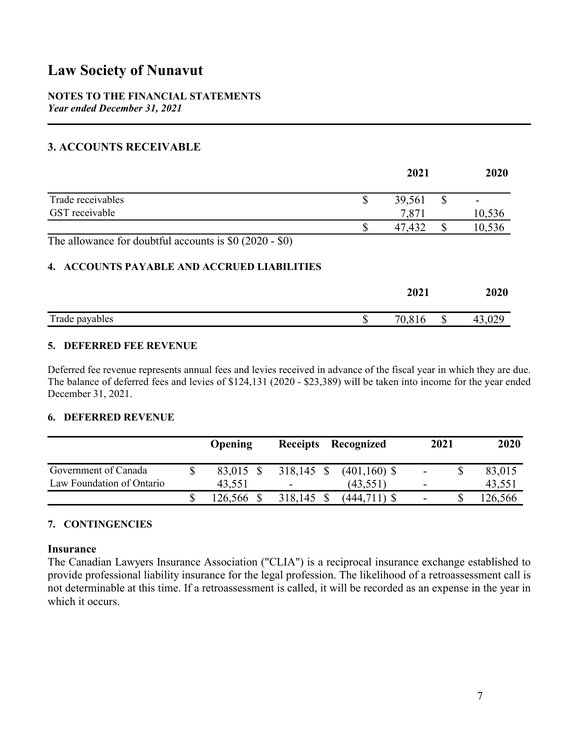# Law Society of Nunavut

**NOTES TO THE FINANCIAL STATEMENTS**
*Year ended December 31, 2021*

## 3. ACCOUNTS RECEIVABLE

| | 2021 | 2020 |
|---|---|---|
| Trade receivables | $ 39,561 | $ - |
| GST receivable | 7,871 | 10,536 |
| | $ 47,432 | $ 10,536 |

The allowance for doubtful accounts is $0 (2020 - $0)

## 4. ACCOUNTS PAYABLE AND ACCRUED LIABILITIES

| | 2021 | 2020 |
|---|---|---|
| Trade payables | $ 70,816 | $ 43,029 |

## 5. DEFERRED FEE REVENUE

Deferred fee revenue represents annual fees and levies received in advance of the fiscal year in which they are due. The balance of deferred fees and levies of $124,131 (2020 - $23,389) will be taken into income for the year ended December 31, 2021.

## 6. DEFERRED REVENUE

| | Opening | Receipts | Recognized | 2021 | 2020 |
|---|---|---|---|---|---|
| Government of Canada | $ 83,015 | $ 318,145 | $ (401,160) | $ - | $ 83,015 |
| Law Foundation of Ontario | 43,551 | - | (43,551) | - | 43,551 |
| | $ 126,566 | $ 318,145 | $ (444,711) | $ - | $ 126,566 |

## 7. CONTINGENCIES

### Insurance

The Canadian Lawyers Insurance Association ("CLIA") is a reciprocal insurance exchange established to provide professional liability insurance for the legal profession. The likelihood of a retroassessment call is not determinable at this time. If a retroassessment is called, it will be recorded as an expense in the year in which it occurs.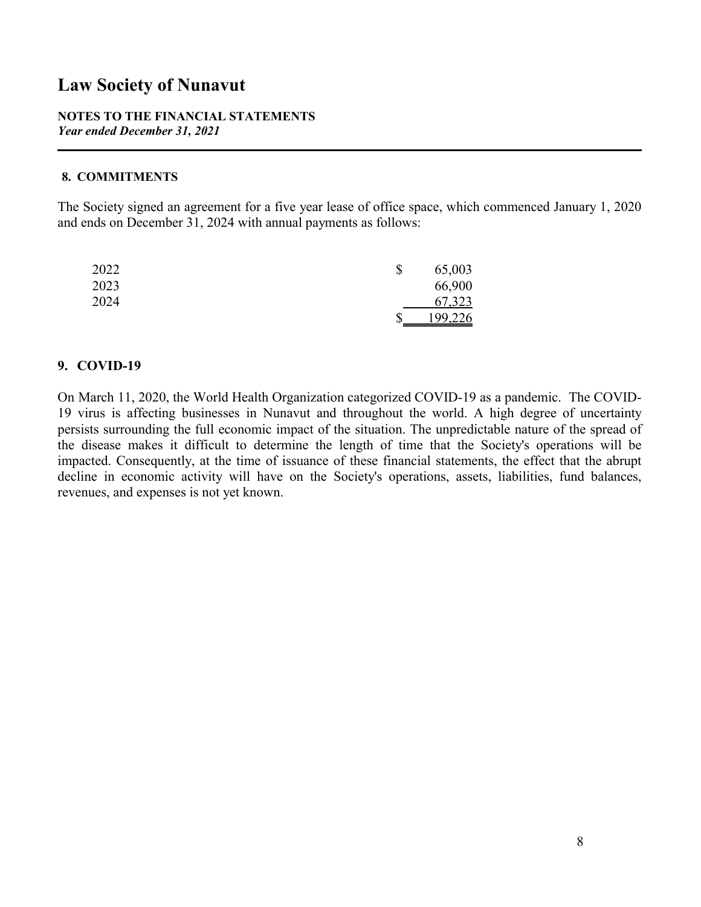# Law Society of Nunavut

**NOTES TO THE FINANCIAL STATEMENTS**
***Year ended December 31, 2021***

## 8. COMMITMENTS

The Society signed an agreement for a five year lease of office space, which commenced January 1, 2020 and ends on December 31, 2024 with annual payments as follows:

| | |
|---|---|
| 2022 | $ 65,003 |
| 2023 | 66,900 |
| 2024 | 67,323 |
| | $ 199,226 |

## 9. COVID-19

On March 11, 2020, the World Health Organization categorized COVID-19 as a pandemic. The COVID-19 virus is affecting businesses in Nunavut and throughout the world. A high degree of uncertainty persists surrounding the full economic impact of the situation. The unpredictable nature of the spread of the disease makes it difficult to determine the length of time that the Society's operations will be impacted. Consequently, at the time of issuance of these financial statements, the effect that the abrupt decline in economic activity will have on the Society's operations, assets, liabilities, fund balances, revenues, and expenses is not yet known.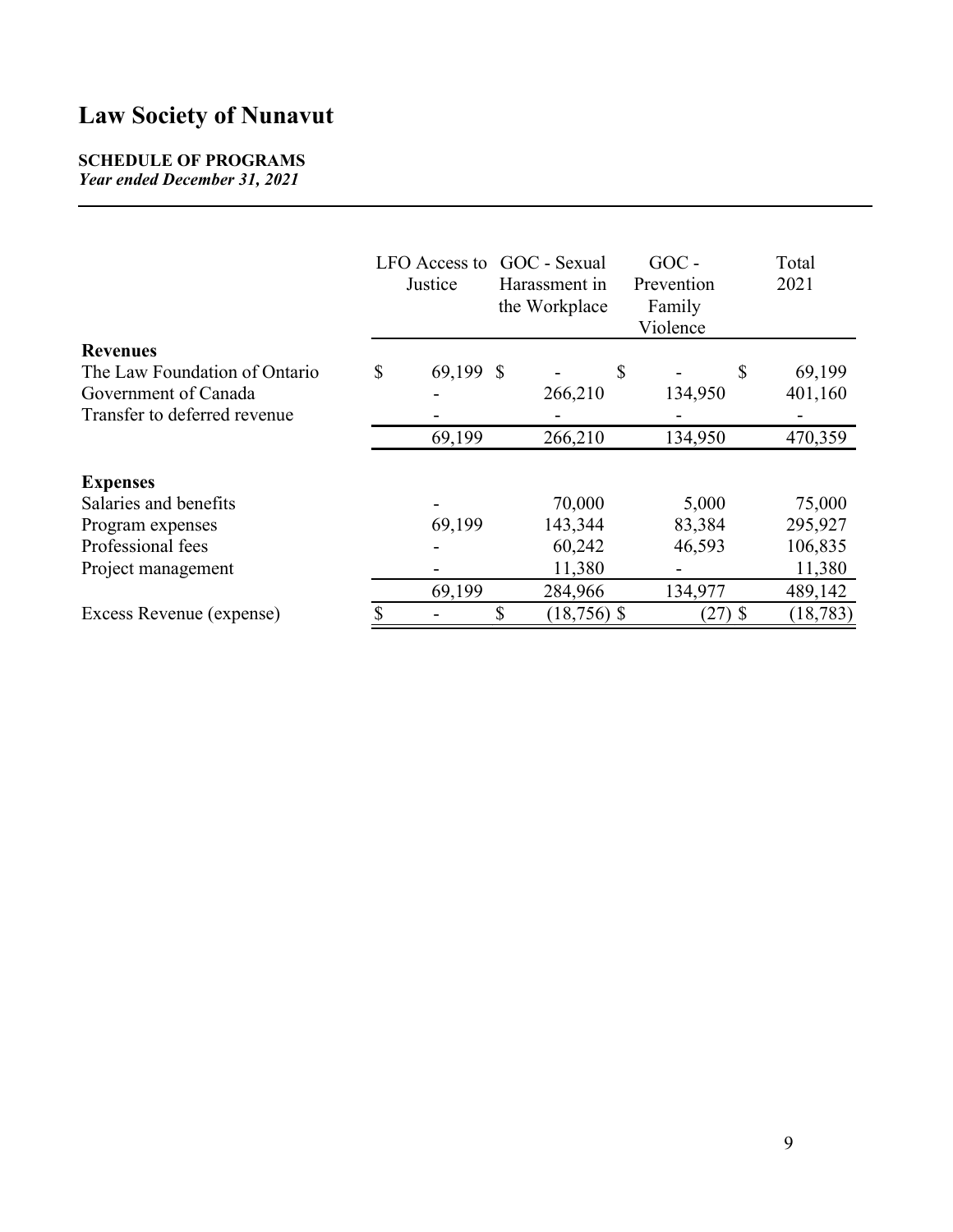# Law Society of Nunavut

**SCHEDULE OF PROGRAMS**
***Year ended December 31, 2021***

| | LFO Access to Justice | GOC - Sexual Harassment in the Workplace | GOC - Prevention Family Violence | Total 2021 |
|---|---|---|---|---|
| **Revenues** | | | | |
| The Law Foundation of Ontario | $ 69,199 | $ - | $ - | $ 69,199 |
| Government of Canada | - | 266,210 | 134,950 | 401,160 |
| Transfer to deferred revenue | - | - | - | - |
| | 69,199 | 266,210 | 134,950 | 470,359 |
| **Expenses** | | | | |
| Salaries and benefits | - | 70,000 | 5,000 | 75,000 |
| Program expenses | 69,199 | 143,344 | 83,384 | 295,927 |
| Professional fees | - | 60,242 | 46,593 | 106,835 |
| Project management | - | 11,380 | - | 11,380 |
| | 69,199 | 284,966 | 134,977 | 489,142 |
| Excess Revenue (expense) | $ - | $ (18,756) | $ (27) | $ (18,783) |